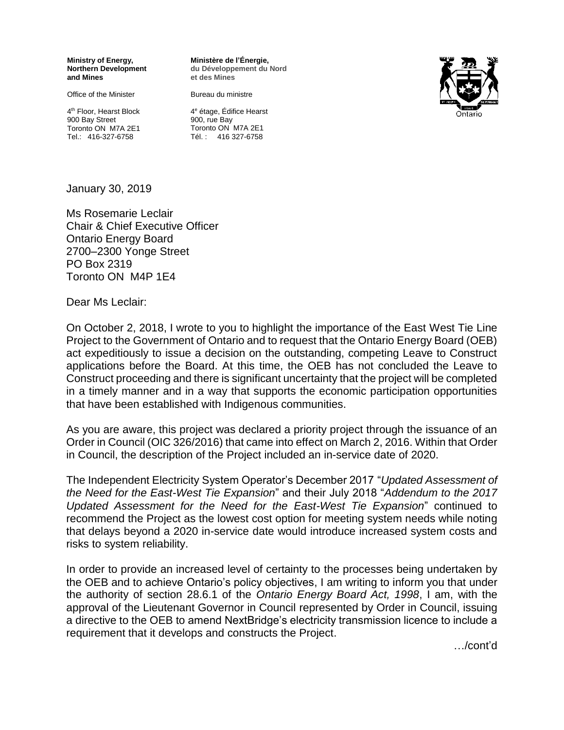**Ministry of Energy, Northern Development and Mines**

Office of the Minister

4th Floor, Hearst Block
900 Bay Street
Toronto ON M7A 2E1
Tel.: 416-327-6758

**Ministère de l'Énergie, du Développement du Nord et des Mines**

Bureau du ministre

4e étage, Édifice Hearst
900, rue Bay
Toronto ON M7A 2E1
Tél. : 416 327-6758

January 30, 2019

Ms Rosemarie Leclair
Chair & Chief Executive Officer
Ontario Energy Board
2700–2300 Yonge Street
PO Box 2319
Toronto ON M4P 1E4

Dear Ms Leclair:

On October 2, 2018, I wrote to you to highlight the importance of the East West Tie Line Project to the Government of Ontario and to request that the Ontario Energy Board (OEB) act expeditiously to issue a decision on the outstanding, competing Leave to Construct applications before the Board. At this time, the OEB has not concluded the Leave to Construct proceeding and there is significant uncertainty that the project will be completed in a timely manner and in a way that supports the economic participation opportunities that have been established with Indigenous communities.

As you are aware, this project was declared a priority project through the issuance of an Order in Council (OIC 326/2016) that came into effect on March 2, 2016. Within that Order in Council, the description of the Project included an in-service date of 2020.

The Independent Electricity System Operator's December 2017 "*Updated Assessment of the Need for the East-West Tie Expansion*" and their July 2018 "*Addendum to the 2017 Updated Assessment for the Need for the East-West Tie Expansion*" continued to recommend the Project as the lowest cost option for meeting system needs while noting that delays beyond a 2020 in-service date would introduce increased system costs and risks to system reliability.

In order to provide an increased level of certainty to the processes being undertaken by the OEB and to achieve Ontario's policy objectives, I am writing to inform you that under the authority of section 28.6.1 of the *Ontario Energy Board Act, 1998*, I am, with the approval of the Lieutenant Governor in Council represented by Order in Council, issuing a directive to the OEB to amend NextBridge's electricity transmission licence to include a requirement that it develops and constructs the Project.

…/cont'd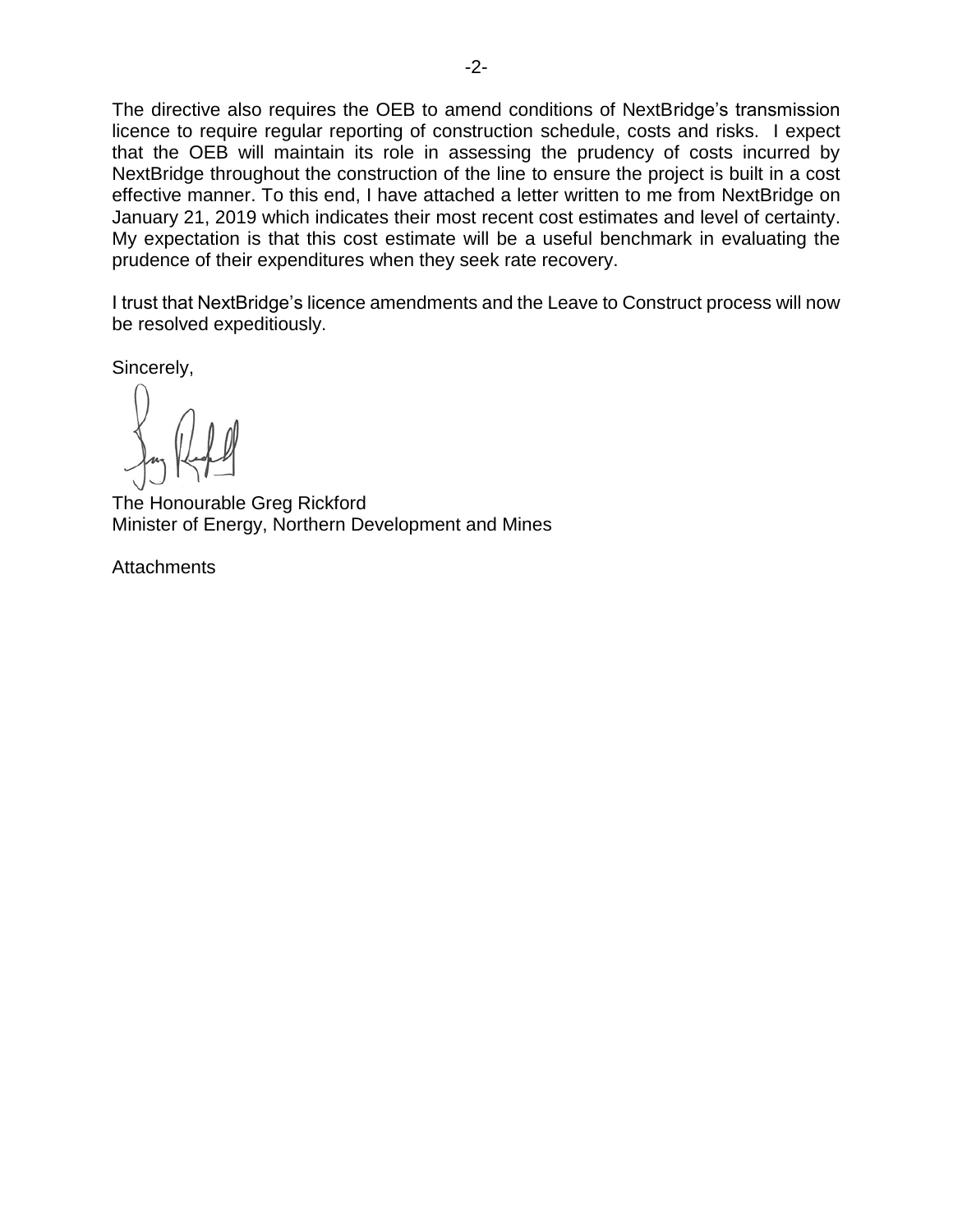The directive also requires the OEB to amend conditions of NextBridge's transmission licence to require regular reporting of construction schedule, costs and risks. I expect that the OEB will maintain its role in assessing the prudency of costs incurred by NextBridge throughout the construction of the line to ensure the project is built in a cost effective manner. To this end, I have attached a letter written to me from NextBridge on January 21, 2019 which indicates their most recent cost estimates and level of certainty. My expectation is that this cost estimate will be a useful benchmark in evaluating the prudence of their expenditures when they seek rate recovery.

I trust that NextBridge's licence amendments and the Leave to Construct process will now be resolved expeditiously.

Sincerely,

The Honourable Greg Rickford
Minister of Energy, Northern Development and Mines

Attachments